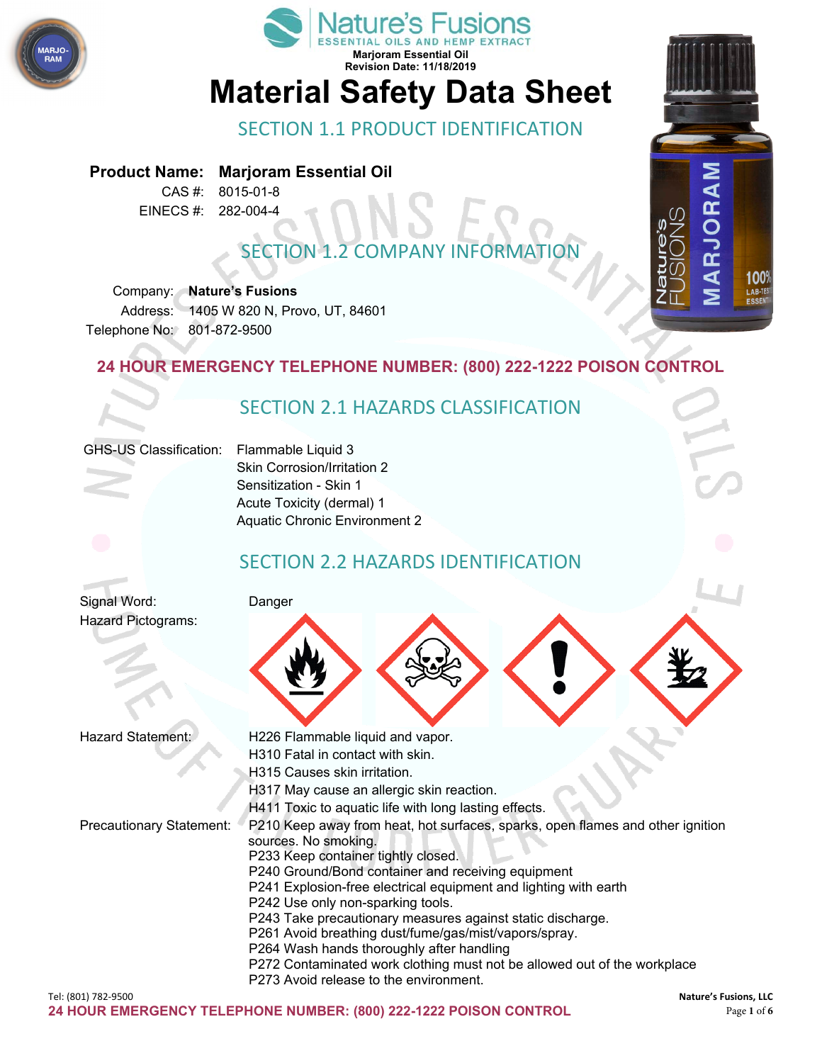Nature's Fusions
ESSENTIAL OILS AND HEMP EXTRACT

**Marjoram Essential Oil**
**Revision Date: 11/18/2019**

# Material Safety Data Sheet

## SECTION 1.1 PRODUCT IDENTIFICATION

**Product Name: Marjoram Essential Oil**
CAS #: 8015-01-8
EINECS #: 282-004-4

## SECTION 1.2 COMPANY INFORMATION

Company: **Nature's Fusions**
Address: 1405 W 820 N, Provo, UT, 84601
Telephone No: 801-872-9500

**24 HOUR EMERGENCY TELEPHONE NUMBER: (800) 222-1222 POISON CONTROL**

## SECTION 2.1 HAZARDS CLASSIFICATION

GHS-US Classification:
- Flammable Liquid 3
- Skin Corrosion/Irritation 2
- Sensitization - Skin 1
- Acute Toxicity (dermal) 1
- Aquatic Chronic Environment 2

## SECTION 2.2 HAZARDS IDENTIFICATION

Signal Word: Danger

Hazard Pictograms:

Hazard Statement:
- H226 Flammable liquid and vapor.
- H310 Fatal in contact with skin.
- H315 Causes skin irritation.
- H317 May cause an allergic skin reaction.
- H411 Toxic to aquatic life with long lasting effects.

Precautionary Statement:
- P210 Keep away from heat, hot surfaces, sparks, open flames and other ignition sources. No smoking.
- P233 Keep container tightly closed.
- P240 Ground/Bond container and receiving equipment
- P241 Explosion-free electrical equipment and lighting with earth
- P242 Use only non-sparking tools.
- P243 Take precautionary measures against static discharge.
- P261 Avoid breathing dust/fume/gas/mist/vapors/spray.
- P264 Wash hands thoroughly after handling
- P272 Contaminated work clothing must not be allowed out of the workplace
- P273 Avoid release to the environment.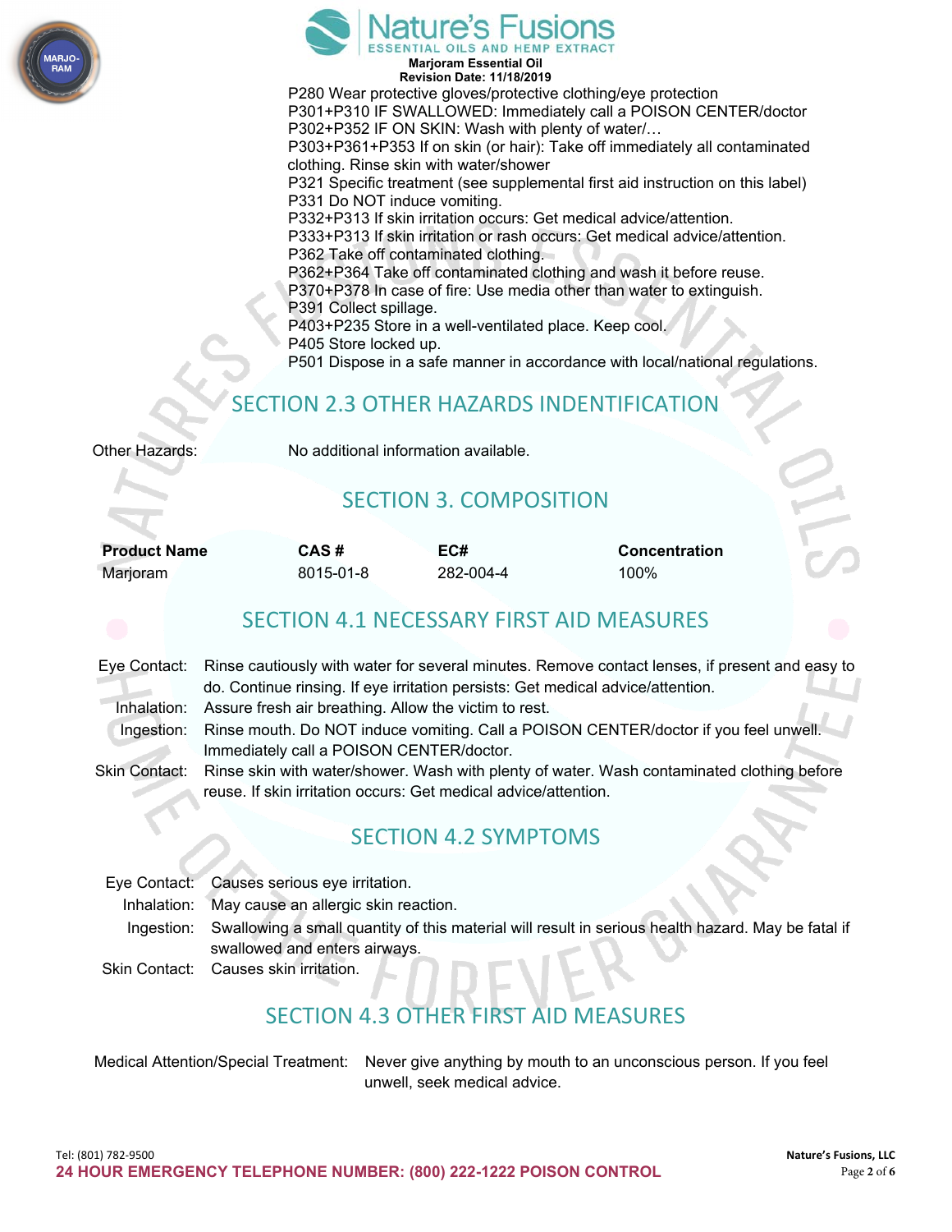P280 Wear protective gloves/protective clothing/eye protection
P301+P310 IF SWALLOWED: Immediately call a POISON CENTER/doctor
P302+P352 IF ON SKIN: Wash with plenty of water/…
P303+P361+P353 If on skin (or hair): Take off immediately all contaminated clothing. Rinse skin with water/shower
P321 Specific treatment (see supplemental first aid instruction on this label)
P331 Do NOT induce vomiting.
P332+P313 If skin irritation occurs: Get medical advice/attention.
P333+P313 If skin irritation or rash occurs: Get medical advice/attention.
P362 Take off contaminated clothing.
P362+P364 Take off contaminated clothing and wash it before reuse.
P370+P378 In case of fire: Use media other than water to extinguish.
P391 Collect spillage.
P403+P235 Store in a well-ventilated place. Keep cool.
P405 Store locked up.
P501 Dispose in a safe manner in accordance with local/national regulations.

## SECTION 2.3 OTHER HAZARDS INDENTIFICATION

Other Hazards: No additional information available.

## SECTION 3. COMPOSITION

| Product Name | CAS # | EC# | Concentration |
|---|---|---|---|
| Marjoram | 8015-01-8 | 282-004-4 | 100% |

## SECTION 4.1 NECESSARY FIRST AID MEASURES

Eye Contact: Rinse cautiously with water for several minutes. Remove contact lenses, if present and easy to do. Continue rinsing. If eye irritation persists: Get medical advice/attention.

Inhalation: Assure fresh air breathing. Allow the victim to rest.

Ingestion: Rinse mouth. Do NOT induce vomiting. Call a POISON CENTER/doctor if you feel unwell. Immediately call a POISON CENTER/doctor.

Skin Contact: Rinse skin with water/shower. Wash with plenty of water. Wash contaminated clothing before reuse. If skin irritation occurs: Get medical advice/attention.

## SECTION 4.2 SYMPTOMS

Eye Contact: Causes serious eye irritation.

Inhalation: May cause an allergic skin reaction.

Ingestion: Swallowing a small quantity of this material will result in serious health hazard. May be fatal if swallowed and enters airways.

Skin Contact: Causes skin irritation.

## SECTION 4.3 OTHER FIRST AID MEASURES

Medical Attention/Special Treatment: Never give anything by mouth to an unconscious person. If you feel unwell, seek medical advice.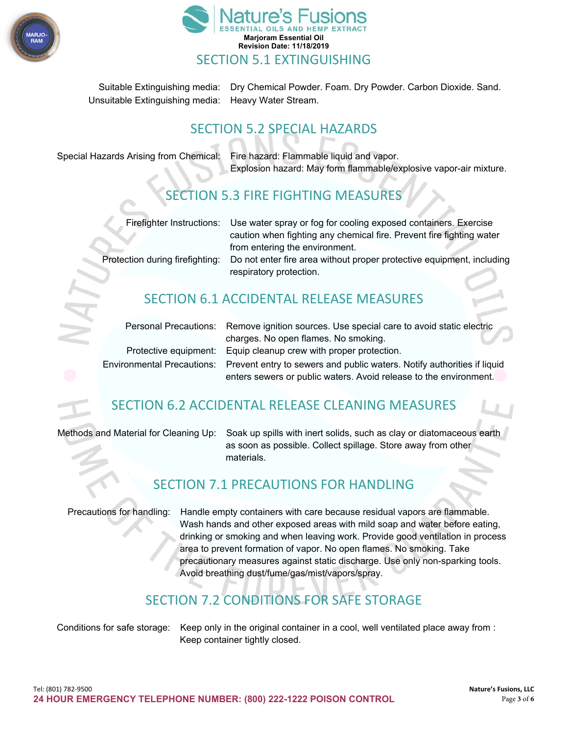## SECTION 5.1 EXTINGUISHING

Suitable Extinguishing media: Dry Chemical Powder. Foam. Dry Powder. Carbon Dioxide. Sand.
Unsuitable Extinguishing media: Heavy Water Stream.

## SECTION 5.2 SPECIAL HAZARDS

Special Hazards Arising from Chemical: Fire hazard: Flammable liquid and vapor.
Explosion hazard: May form flammable/explosive vapor-air mixture.

## SECTION 5.3 FIRE FIGHTING MEASURES

Firefighter Instructions: Use water spray or fog for cooling exposed containers. Exercise caution when fighting any chemical fire. Prevent fire fighting water from entering the environment.
Protection during firefighting: Do not enter fire area without proper protective equipment, including respiratory protection.

## SECTION 6.1 ACCIDENTAL RELEASE MEASURES

Personal Precautions: Remove ignition sources. Use special care to avoid static electric charges. No open flames. No smoking.
Protective equipment: Equip cleanup crew with proper protection.
Environmental Precautions: Prevent entry to sewers and public waters. Notify authorities if liquid enters sewers or public waters. Avoid release to the environment.

## SECTION 6.2 ACCIDENTAL RELEASE CLEANING MEASURES

Methods and Material for Cleaning Up: Soak up spills with inert solids, such as clay or diatomaceous earth as soon as possible. Collect spillage. Store away from other materials.

## SECTION 7.1 PRECAUTIONS FOR HANDLING

Precautions for handling: Handle empty containers with care because residual vapors are flammable. Wash hands and other exposed areas with mild soap and water before eating, drinking or smoking and when leaving work. Provide good ventilation in process area to prevent formation of vapor. No open flames. No smoking. Take precautionary measures against static discharge. Use only non-sparking tools. Avoid breathing dust/fume/gas/mist/vapors/spray.

## SECTION 7.2 CONDITIONS FOR SAFE STORAGE

Conditions for safe storage: Keep only in the original container in a cool, well ventilated place away from : Keep container tightly closed.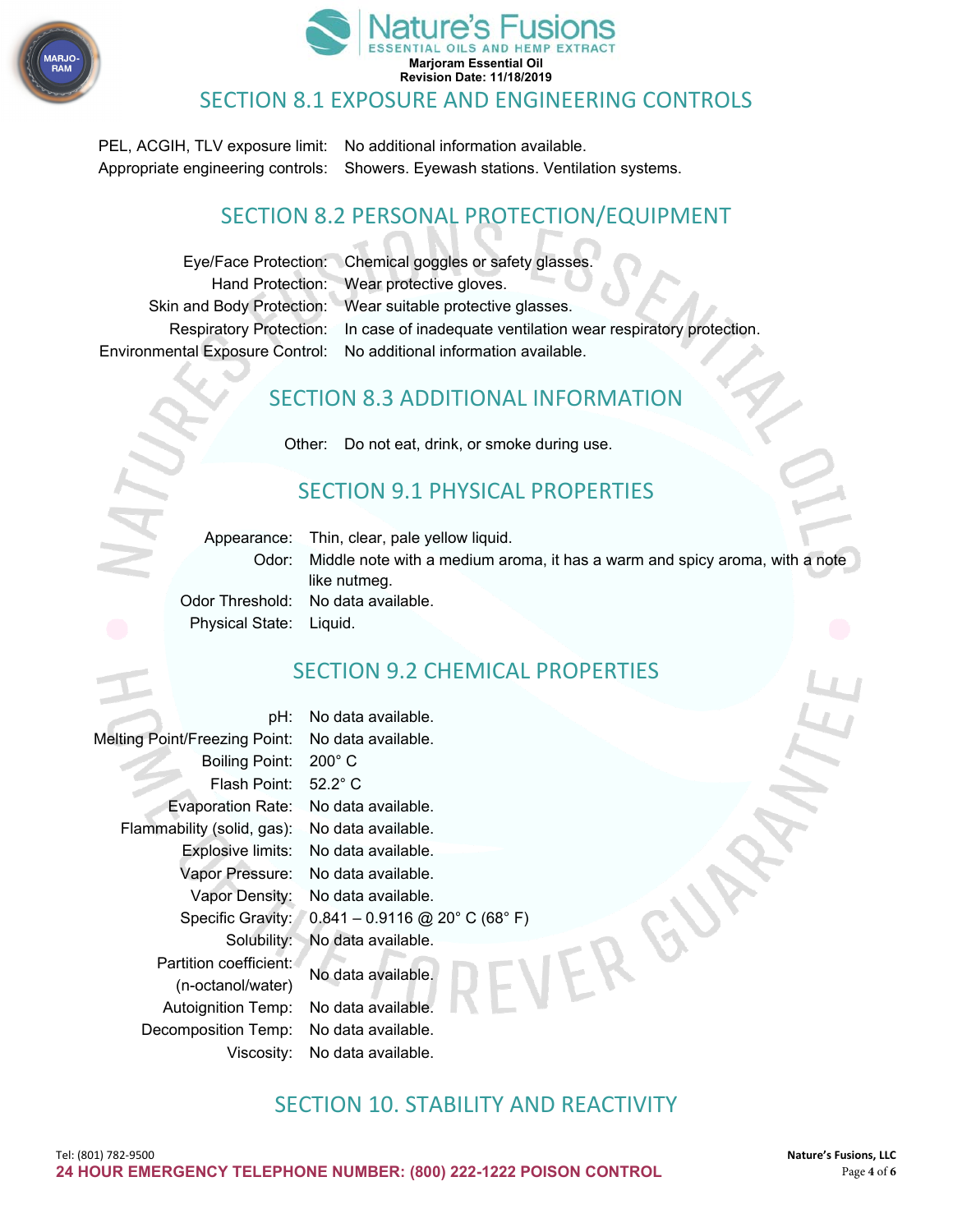## SECTION 8.1 EXPOSURE AND ENGINEERING CONTROLS

| | |
|---|---|
| PEL, ACGIH, TLV exposure limit: | No additional information available. |
| Appropriate engineering controls: | Showers. Eyewash stations. Ventilation systems. |

## SECTION 8.2 PERSONAL PROTECTION/EQUIPMENT

| | |
|---|---|
| Eye/Face Protection: | Chemical goggles or safety glasses. |
| Hand Protection: | Wear protective gloves. |
| Skin and Body Protection: | Wear suitable protective glasses. |
| Respiratory Protection: | In case of inadequate ventilation wear respiratory protection. |
| Environmental Exposure Control: | No additional information available. |

## SECTION 8.3 ADDITIONAL INFORMATION

| | |
|---|---|
| Other: | Do not eat, drink, or smoke during use. |

## SECTION 9.1 PHYSICAL PROPERTIES

| | |
|---|---|
| Appearance: | Thin, clear, pale yellow liquid. |
| Odor: | Middle note with a medium aroma, it has a warm and spicy aroma, with a note like nutmeg. |
| Odor Threshold: | No data available. |
| Physical State: | Liquid. |

## SECTION 9.2 CHEMICAL PROPERTIES

| | |
|---|---|
| pH: | No data available. |
| Melting Point/Freezing Point: | No data available. |
| Boiling Point: | 200° C |
| Flash Point: | 52.2° C |
| Evaporation Rate: | No data available. |
| Flammability (solid, gas): | No data available. |
| Explosive limits: | No data available. |
| Vapor Pressure: | No data available. |
| Vapor Density: | No data available. |
| Specific Gravity: | 0.841 – 0.9116 @ 20° C (68° F) |
| Solubility: | No data available. |
| Partition coefficient: (n-octanol/water) | No data available. |
| Autoignition Temp: | No data available. |
| Decomposition Temp: | No data available. |
| Viscosity: | No data available. |

## SECTION 10. STABILITY AND REACTIVITY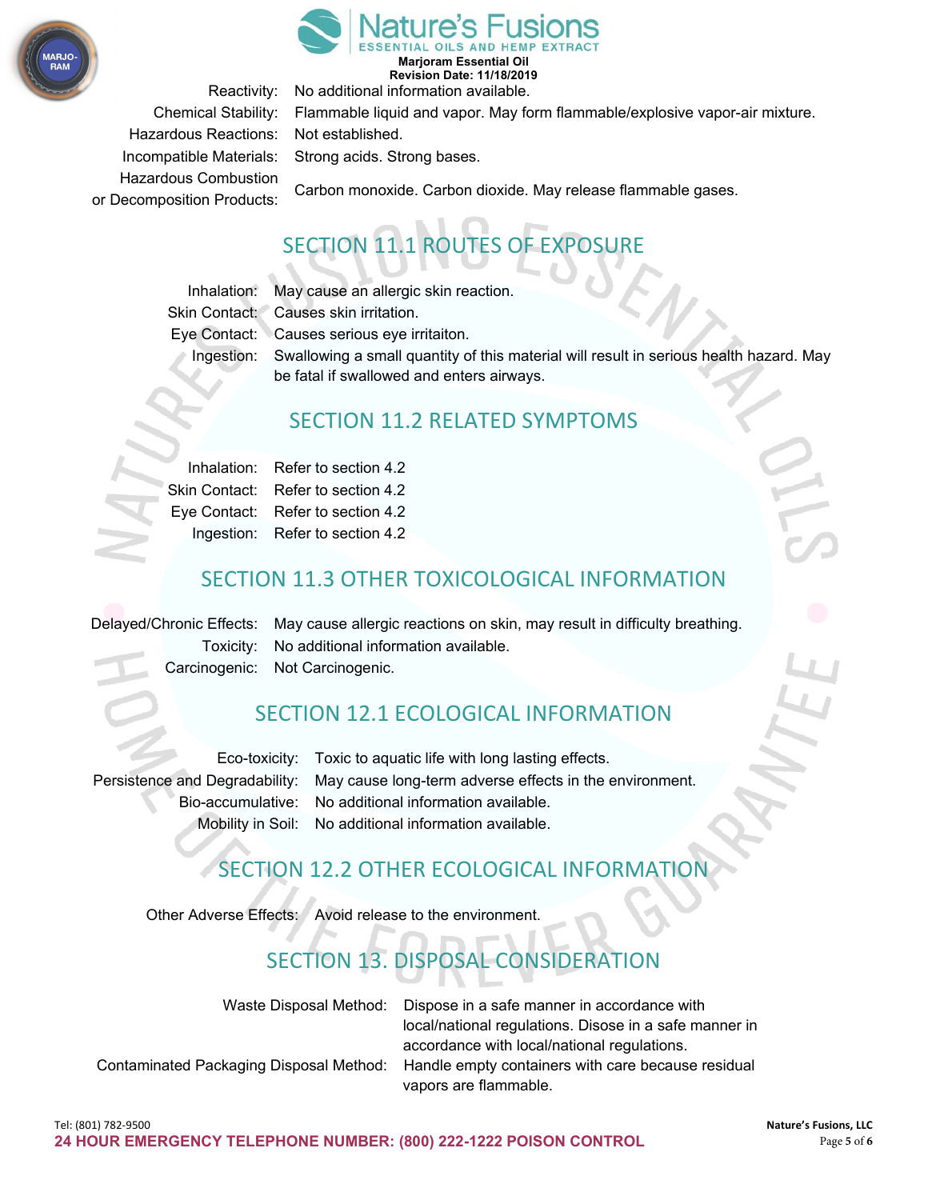| | |
|---|---|
| Reactivity: | No additional information available. |
| Chemical Stability: | Flammable liquid and vapor. May form flammable/explosive vapor-air mixture. |
| Hazardous Reactions: | Not established. |
| Incompatible Materials: | Strong acids. Strong bases. |
| Hazardous Combustion or Decomposition Products: | Carbon monoxide. Carbon dioxide. May release flammable gases. |

## SECTION 11.1 ROUTES OF EXPOSURE

| | |
|---|---|
| Inhalation: | May cause an allergic skin reaction. |
| Skin Contact: | Causes skin irritation. |
| Eye Contact: | Causes serious eye irritaiton. |
| Ingestion: | Swallowing a small quantity of this material will result in serious health hazard. May be fatal if swallowed and enters airways. |

## SECTION 11.2 RELATED SYMPTOMS

| | |
|---|---|
| Inhalation: | Refer to section 4.2 |
| Skin Contact: | Refer to section 4.2 |
| Eye Contact: | Refer to section 4.2 |
| Ingestion: | Refer to section 4.2 |

## SECTION 11.3 OTHER TOXICOLOGICAL INFORMATION

| | |
|---|---|
| Delayed/Chronic Effects: | May cause allergic reactions on skin, may result in difficulty breathing. |
| Toxicity: | No additional information available. |
| Carcinogenic: | Not Carcinogenic. |

## SECTION 12.1 ECOLOGICAL INFORMATION

| | |
|---|---|
| Eco-toxicity: | Toxic to aquatic life with long lasting effects. |
| Persistence and Degradability: | May cause long-term adverse effects in the environment. |
| Bio-accumulative: | No additional information available. |
| Mobility in Soil: | No additional information available. |

## SECTION 12.2 OTHER ECOLOGICAL INFORMATION

| | |
|---|---|
| Other Adverse Effects: | Avoid release to the environment. |

## SECTION 13. DISPOSAL CONSIDERATION

| | |
|---|---|
| Waste Disposal Method: | Dispose in a safe manner in accordance with local/national regulations. Disose in a safe manner in accordance with local/national regulations. |
| Contaminated Packaging Disposal Method: | Handle empty containers with care because residual vapors are flammable. |

Tel: (801) 782-9500

**24 HOUR EMERGENCY TELEPHONE NUMBER: (800) 222-1222 POISON CONTROL**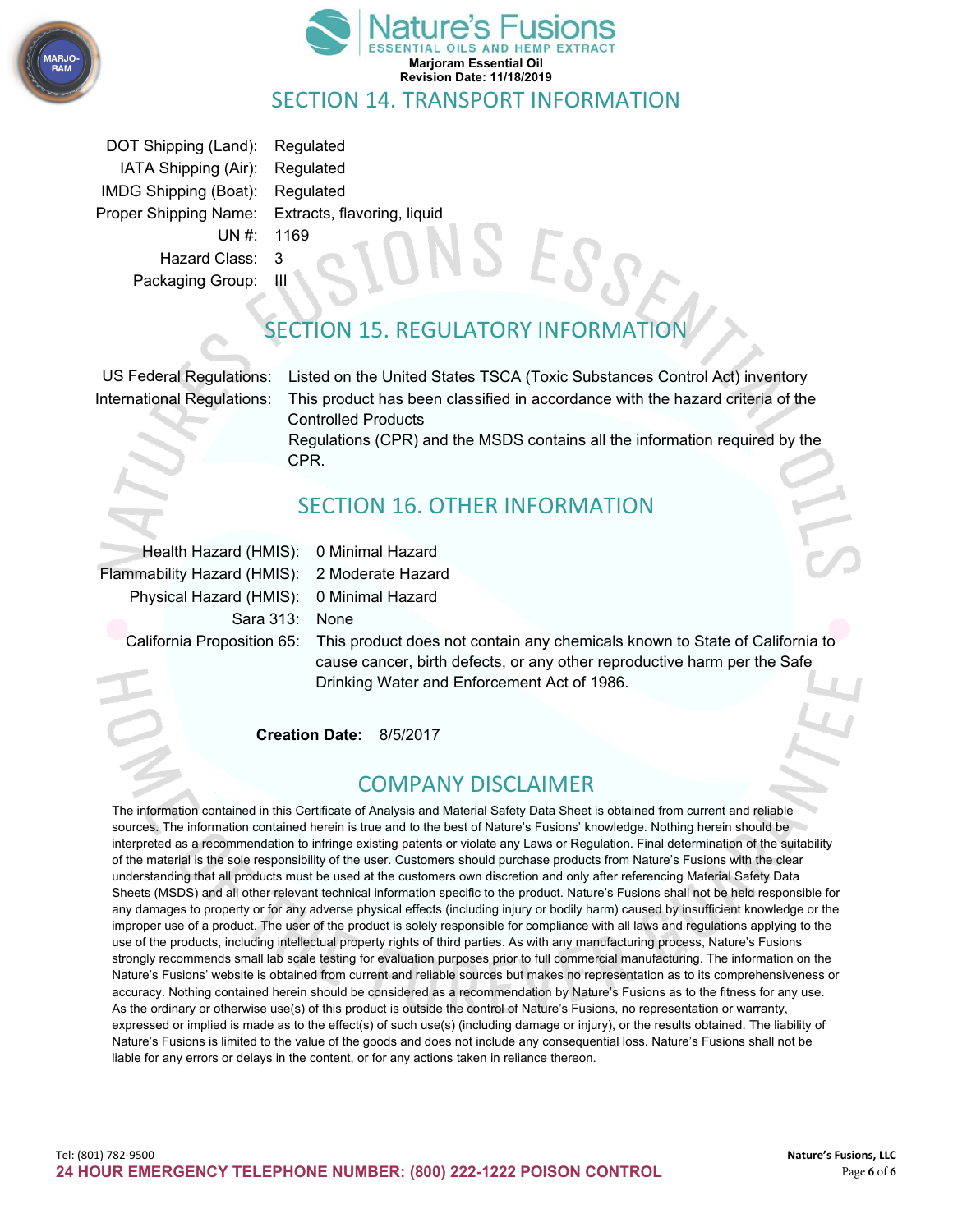## SECTION 14. TRANSPORT INFORMATION

| | |
|---|---|
| DOT Shipping (Land): | Regulated |
| IATA Shipping (Air): | Regulated |
| IMDG Shipping (Boat): | Regulated |
| Proper Shipping Name: | Extracts, flavoring, liquid |
| UN #: | 1169 |
| Hazard Class: | 3 |
| Packaging Group: | III |

## SECTION 15. REGULATORY INFORMATION

| | |
|---|---|
| US Federal Regulations: | Listed on the United States TSCA (Toxic Substances Control Act) inventory |
| International Regulations: | This product has been classified in accordance with the hazard criteria of the Controlled Products Regulations (CPR) and the MSDS contains all the information required by the CPR. |

## SECTION 16. OTHER INFORMATION

| | |
|---|---|
| Health Hazard (HMIS): | 0 Minimal Hazard |
| Flammability Hazard (HMIS): | 2 Moderate Hazard |
| Physical Hazard (HMIS): | 0 Minimal Hazard |
| Sara 313: | None |
| California Proposition 65: | This product does not contain any chemicals known to State of California to cause cancer, birth defects, or any other reproductive harm per the Safe Drinking Water and Enforcement Act of 1986. |

**Creation Date:** 8/5/2017

## COMPANY DISCLAIMER

The information contained in this Certificate of Analysis and Material Safety Data Sheet is obtained from current and reliable sources. The information contained herein is true and to the best of Nature's Fusions' knowledge. Nothing herein should be interpreted as a recommendation to infringe existing patents or violate any Laws or Regulation. Final determination of the suitability of the material is the sole responsibility of the user. Customers should purchase products from Nature's Fusions with the clear understanding that all products must be used at the customers own discretion and only after referencing Material Safety Data Sheets (MSDS) and all other relevant technical information specific to the product. Nature's Fusions shall not be held responsible for any damages to property or for any adverse physical effects (including injury or bodily harm) caused by insufficient knowledge or the improper use of a product. The user of the product is solely responsible for compliance with all laws and regulations applying to the use of the products, including intellectual property rights of third parties. As with any manufacturing process, Nature's Fusions strongly recommends small lab scale testing for evaluation purposes prior to full commercial manufacturing. The information on the Nature's Fusions' website is obtained from current and reliable sources but makes no representation as to its comprehensiveness or accuracy. Nothing contained herein should be considered as a recommendation by Nature's Fusions as to the fitness for any use. As the ordinary or otherwise use(s) of this product is outside the control of Nature's Fusions, no representation or warranty, expressed or implied is made as to the effect(s) of such use(s) (including damage or injury), or the results obtained. The liability of Nature's Fusions is limited to the value of the goods and does not include any consequential loss. Nature's Fusions shall not be liable for any errors or delays in the content, or for any actions taken in reliance thereon.

Tel: (801) 782-9500

**24 HOUR EMERGENCY TELEPHONE NUMBER: (800) 222-1222 POISON CONTROL**